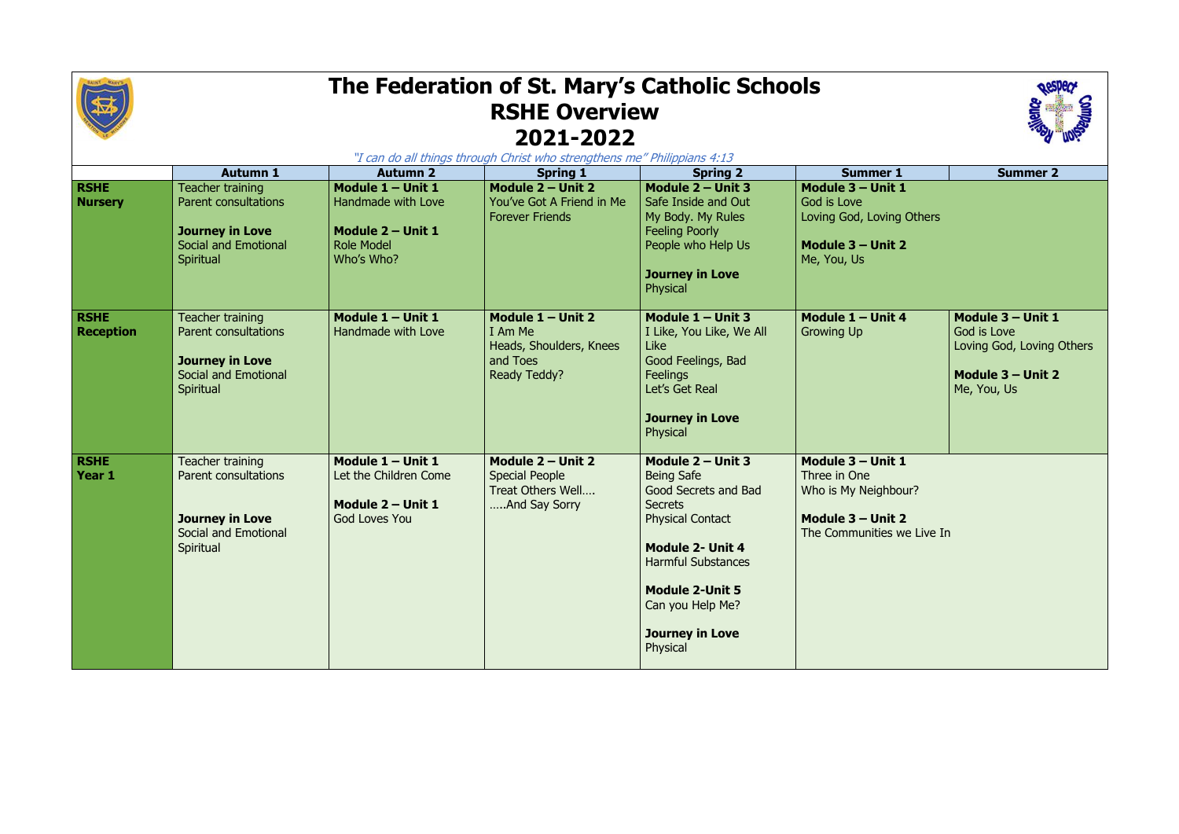# The Federation of St. Mary's Catholic Schools
## RSHE Overview
## 2021-2022

*"I can do all things through Christ who strengthens me" Philippians 4:13*

| | Autumn 1 | Autumn 2 | Spring 1 | Spring 2 | Summer 1 | Summer 2 |
|---|---|---|---|---|---|---|
| **RSHE Nursery** | Teacher training<br>Parent consultations<br><br>**Journey in Love**<br>Social and Emotional<br>Spiritual | **Module 1 – Unit 1**<br>Handmade with Love<br><br>**Module 2 – Unit 1**<br>Role Model<br>Who's Who? | **Module 2 – Unit 2**<br>You've Got A Friend in Me<br>Forever Friends | **Module 2 – Unit 3**<br>Safe Inside and Out<br>My Body. My Rules<br>Feeling Poorly<br>People who Help Us<br><br>**Journey in Love**<br>Physical | **Module 3 – Unit 1**<br>God is Love<br>Loving God, Loving Others<br><br>**Module 3 – Unit 2**<br>Me, You, Us | |
| **RSHE Reception** | Teacher training<br>Parent consultations<br><br>**Journey in Love**<br>Social and Emotional<br>Spiritual | **Module 1 – Unit 1**<br>Handmade with Love | **Module 1 – Unit 2**<br>I Am Me<br>Heads, Shoulders, Knees and Toes<br>Ready Teddy? | **Module 1 – Unit 3**<br>I Like, You Like, We All Like<br>Good Feelings, Bad Feelings<br>Let's Get Real<br><br>**Journey in Love**<br>Physical | **Module 1 – Unit 4**<br>Growing Up | **Module 3 – Unit 1**<br>God is Love<br>Loving God, Loving Others<br><br>**Module 3 – Unit 2**<br>Me, You, Us |
| **RSHE Year 1** | Teacher training<br>Parent consultations<br><br>**Journey in Love**<br>Social and Emotional<br>Spiritual | **Module 1 – Unit 1**<br>Let the Children Come<br><br>**Module 2 – Unit 1**<br>God Loves You | **Module 2 – Unit 2**<br>Special People<br>Treat Others Well….<br>…..And Say Sorry | **Module 2 – Unit 3**<br>Being Safe<br>Good Secrets and Bad Secrets<br>Physical Contact<br><br>**Module 2- Unit 4**<br>Harmful Substances<br><br>**Module 2-Unit 5**<br>Can you Help Me?<br><br>**Journey in Love**<br>Physical | **Module 3 – Unit 1**<br>Three in One<br>Who is My Neighbour?<br><br>**Module 3 – Unit 2**<br>The Communities we Live In | |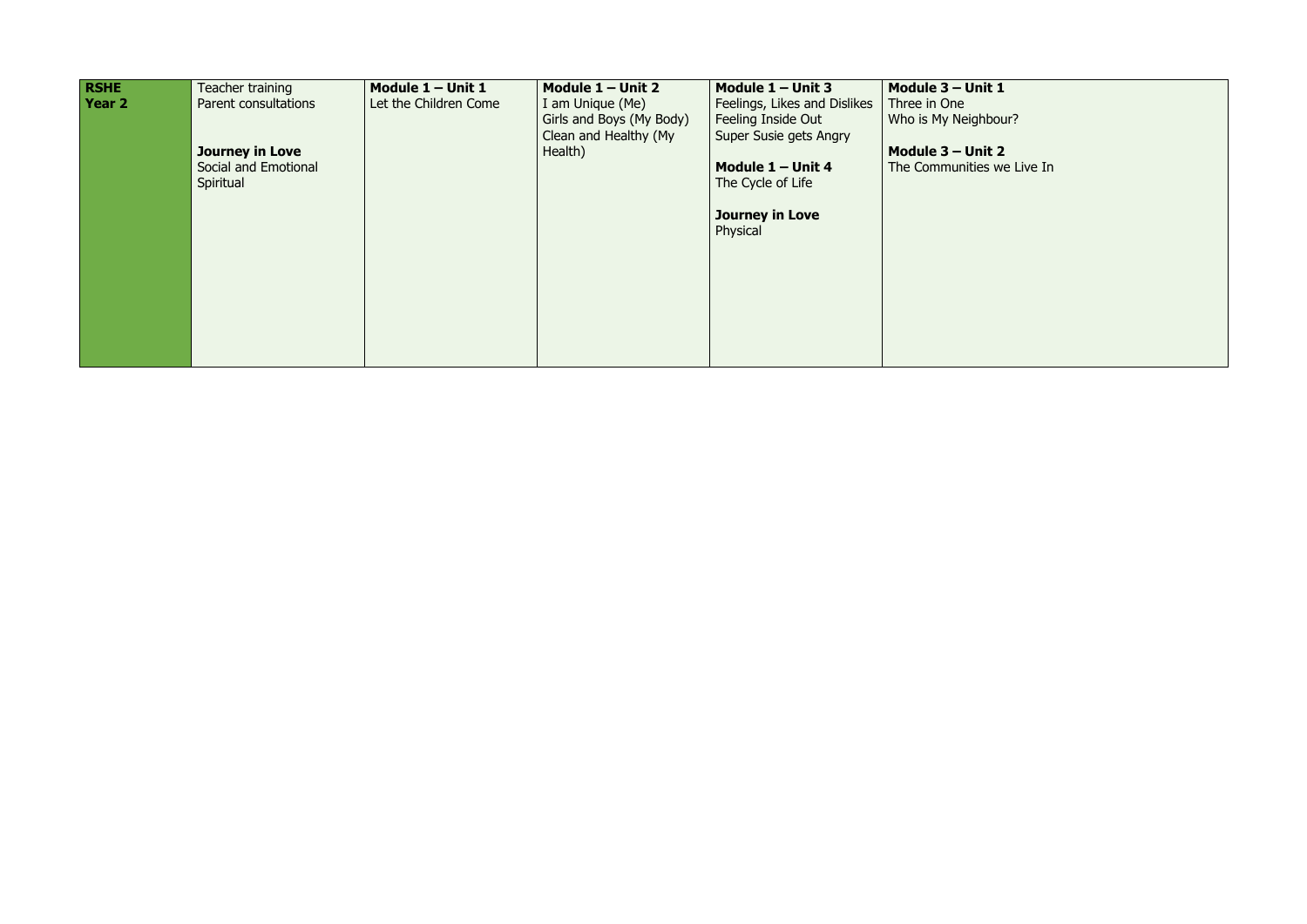| | | | | | |
|---|---|---|---|---|---|
| **RSHE Year 2** | Teacher training<br>Parent consultations<br><br>**Journey in Love**<br>Social and Emotional<br>Spiritual | **Module 1 – Unit 1**<br>Let the Children Come | **Module 1 – Unit 2**<br>I am Unique (Me)<br>Girls and Boys (My Body)<br>Clean and Healthy (My Health) | **Module 1 – Unit 3**<br>Feelings, Likes and Dislikes<br>Feeling Inside Out<br>Super Susie gets Angry<br><br>**Module 1 – Unit 4**<br>The Cycle of Life<br><br>**Journey in Love**<br>Physical | **Module 3 – Unit 1**<br>Three in One<br>Who is My Neighbour?<br><br>**Module 3 – Unit 2**<br>The Communities we Live In |